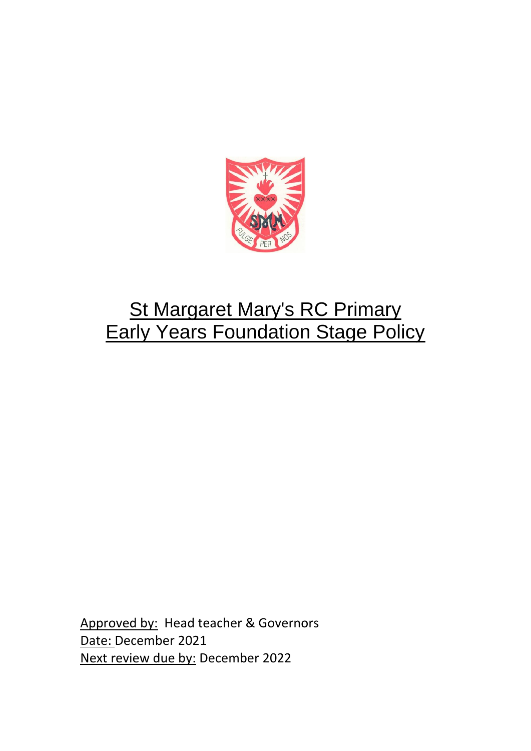# St Margaret Mary's RC Primary
# Early Years Foundation Stage Policy

Approved by: Head teacher & Governors
Date: December 2021
Next review due by: December 2022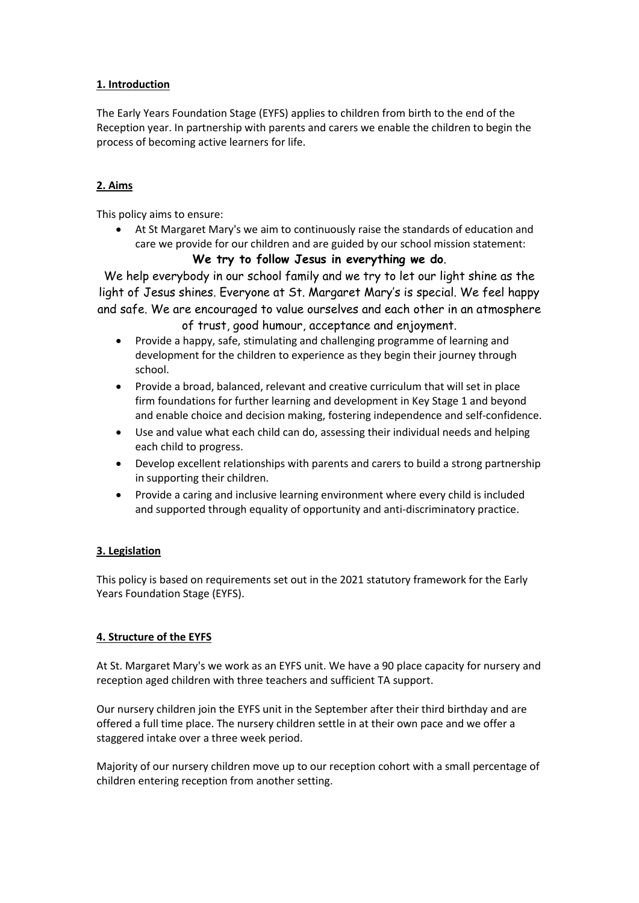## **1. Introduction**

The Early Years Foundation Stage (EYFS) applies to children from birth to the end of the Reception year. In partnership with parents and carers we enable the children to begin the process of becoming active learners for life.

## **2. Aims**

This policy aims to ensure:

- At St Margaret Mary's we aim to continuously raise the standards of education and care we provide for our children and are guided by our school mission statement:

**We try to follow Jesus in everything we do**.

We help everybody in our school family and we try to let our light shine as the light of Jesus shines. Everyone at St. Margaret Mary's is special. We feel happy and safe. We are encouraged to value ourselves and each other in an atmosphere of trust, good humour, acceptance and enjoyment.

- Provide a happy, safe, stimulating and challenging programme of learning and development for the children to experience as they begin their journey through school.
- Provide a broad, balanced, relevant and creative curriculum that will set in place firm foundations for further learning and development in Key Stage 1 and beyond and enable choice and decision making, fostering independence and self-confidence.
- Use and value what each child can do, assessing their individual needs and helping each child to progress.
- Develop excellent relationships with parents and carers to build a strong partnership in supporting their children.
- Provide a caring and inclusive learning environment where every child is included and supported through equality of opportunity and anti-discriminatory practice.

## **3. Legislation**

This policy is based on requirements set out in the 2021 statutory framework for the Early Years Foundation Stage (EYFS).

## **4. Structure of the EYFS**

At St. Margaret Mary's we work as an EYFS unit. We have a 90 place capacity for nursery and reception aged children with three teachers and sufficient TA support.

Our nursery children join the EYFS unit in the September after their third birthday and are offered a full time place. The nursery children settle in at their own pace and we offer a staggered intake over a three week period.

Majority of our nursery children move up to our reception cohort with a small percentage of children entering reception from another setting.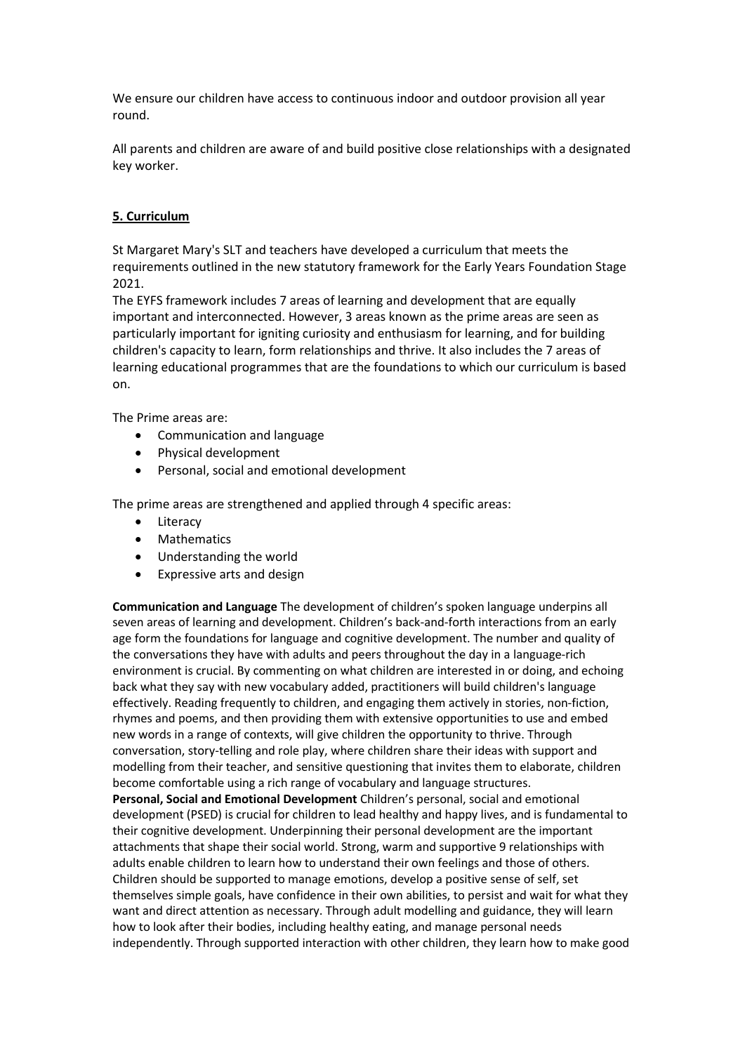We ensure our children have access to continuous indoor and outdoor provision all year round.

All parents and children are aware of and build positive close relationships with a designated key worker.

## 5. Curriculum

St Margaret Mary's SLT and teachers have developed a curriculum that meets the requirements outlined in the new statutory framework for the Early Years Foundation Stage 2021.

The EYFS framework includes 7 areas of learning and development that are equally important and interconnected. However, 3 areas known as the prime areas are seen as particularly important for igniting curiosity and enthusiasm for learning, and for building children's capacity to learn, form relationships and thrive. It also includes the 7 areas of learning educational programmes that are the foundations to which our curriculum is based on.

The Prime areas are:

- Communication and language
- Physical development
- Personal, social and emotional development

The prime areas are strengthened and applied through 4 specific areas:

- Literacy
- Mathematics
- Understanding the world
- Expressive arts and design

**Communication and Language** The development of children's spoken language underpins all seven areas of learning and development. Children's back-and-forth interactions from an early age form the foundations for language and cognitive development. The number and quality of the conversations they have with adults and peers throughout the day in a language-rich environment is crucial. By commenting on what children are interested in or doing, and echoing back what they say with new vocabulary added, practitioners will build children's language effectively. Reading frequently to children, and engaging them actively in stories, non-fiction, rhymes and poems, and then providing them with extensive opportunities to use and embed new words in a range of contexts, will give children the opportunity to thrive. Through conversation, story-telling and role play, where children share their ideas with support and modelling from their teacher, and sensitive questioning that invites them to elaborate, children become comfortable using a rich range of vocabulary and language structures.

**Personal, Social and Emotional Development** Children's personal, social and emotional development (PSED) is crucial for children to lead healthy and happy lives, and is fundamental to their cognitive development. Underpinning their personal development are the important attachments that shape their social world. Strong, warm and supportive 9 relationships with adults enable children to learn how to understand their own feelings and those of others. Children should be supported to manage emotions, develop a positive sense of self, set themselves simple goals, have confidence in their own abilities, to persist and wait for what they want and direct attention as necessary. Through adult modelling and guidance, they will learn how to look after their bodies, including healthy eating, and manage personal needs independently. Through supported interaction with other children, they learn how to make good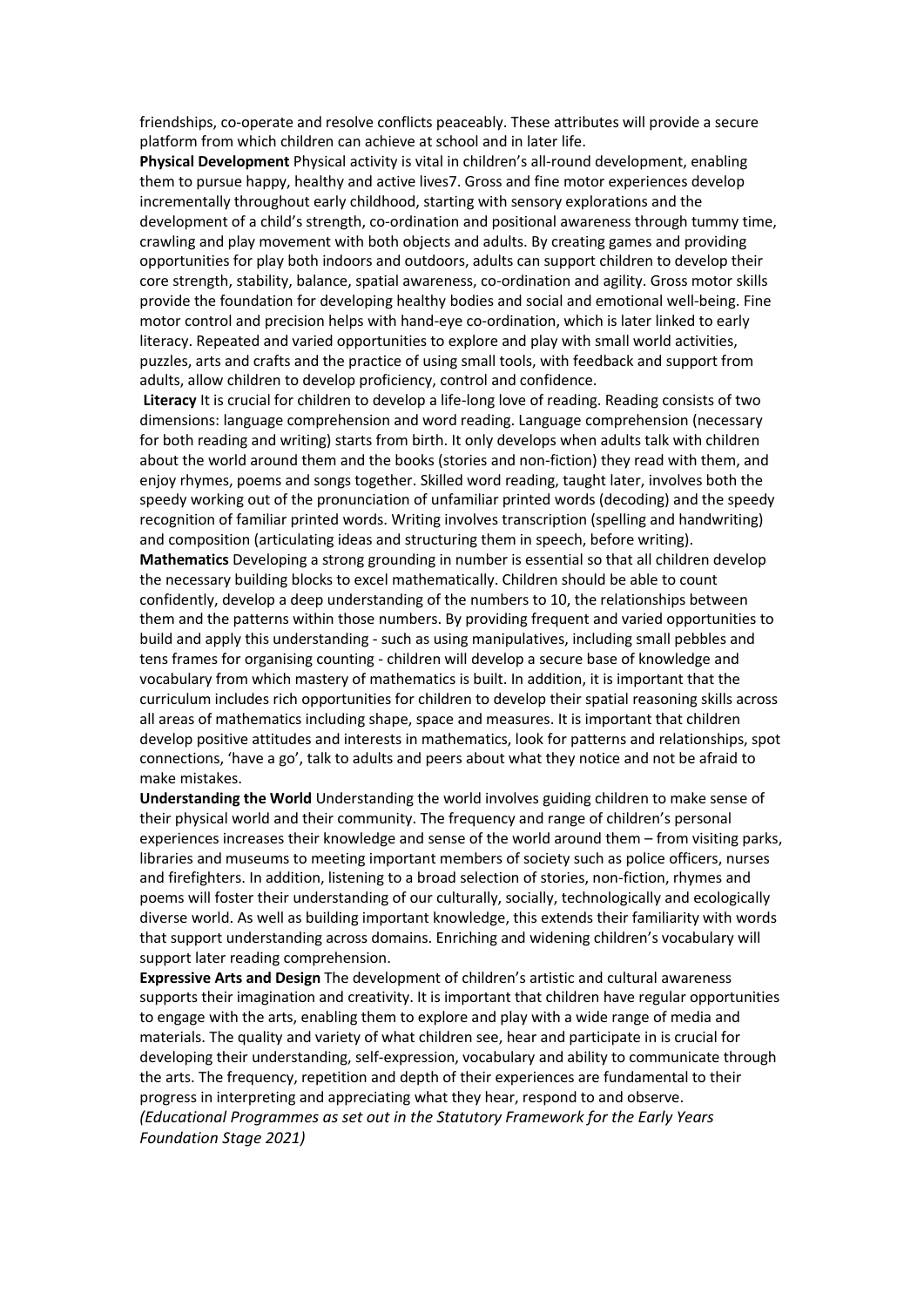friendships, co-operate and resolve conflicts peaceably. These attributes will provide a secure platform from which children can achieve at school and in later life.

**Physical Development** Physical activity is vital in children's all-round development, enabling them to pursue happy, healthy and active lives7. Gross and fine motor experiences develop incrementally throughout early childhood, starting with sensory explorations and the development of a child's strength, co-ordination and positional awareness through tummy time, crawling and play movement with both objects and adults. By creating games and providing opportunities for play both indoors and outdoors, adults can support children to develop their core strength, stability, balance, spatial awareness, co-ordination and agility. Gross motor skills provide the foundation for developing healthy bodies and social and emotional well-being. Fine motor control and precision helps with hand-eye co-ordination, which is later linked to early literacy. Repeated and varied opportunities to explore and play with small world activities, puzzles, arts and crafts and the practice of using small tools, with feedback and support from adults, allow children to develop proficiency, control and confidence.

**Literacy** It is crucial for children to develop a life-long love of reading. Reading consists of two dimensions: language comprehension and word reading. Language comprehension (necessary for both reading and writing) starts from birth. It only develops when adults talk with children about the world around them and the books (stories and non-fiction) they read with them, and enjoy rhymes, poems and songs together. Skilled word reading, taught later, involves both the speedy working out of the pronunciation of unfamiliar printed words (decoding) and the speedy recognition of familiar printed words. Writing involves transcription (spelling and handwriting) and composition (articulating ideas and structuring them in speech, before writing).

**Mathematics** Developing a strong grounding in number is essential so that all children develop the necessary building blocks to excel mathematically. Children should be able to count confidently, develop a deep understanding of the numbers to 10, the relationships between them and the patterns within those numbers. By providing frequent and varied opportunities to build and apply this understanding - such as using manipulatives, including small pebbles and tens frames for organising counting - children will develop a secure base of knowledge and vocabulary from which mastery of mathematics is built. In addition, it is important that the curriculum includes rich opportunities for children to develop their spatial reasoning skills across all areas of mathematics including shape, space and measures. It is important that children develop positive attitudes and interests in mathematics, look for patterns and relationships, spot connections, 'have a go', talk to adults and peers about what they notice and not be afraid to make mistakes.

**Understanding the World** Understanding the world involves guiding children to make sense of their physical world and their community. The frequency and range of children's personal experiences increases their knowledge and sense of the world around them – from visiting parks, libraries and museums to meeting important members of society such as police officers, nurses and firefighters. In addition, listening to a broad selection of stories, non-fiction, rhymes and poems will foster their understanding of our culturally, socially, technologically and ecologically diverse world. As well as building important knowledge, this extends their familiarity with words that support understanding across domains. Enriching and widening children's vocabulary will support later reading comprehension.

**Expressive Arts and Design** The development of children's artistic and cultural awareness supports their imagination and creativity. It is important that children have regular opportunities to engage with the arts, enabling them to explore and play with a wide range of media and materials. The quality and variety of what children see, hear and participate in is crucial for developing their understanding, self-expression, vocabulary and ability to communicate through the arts. The frequency, repetition and depth of their experiences are fundamental to their progress in interpreting and appreciating what they hear, respond to and observe.

*(Educational Programmes as set out in the Statutory Framework for the Early Years Foundation Stage 2021)*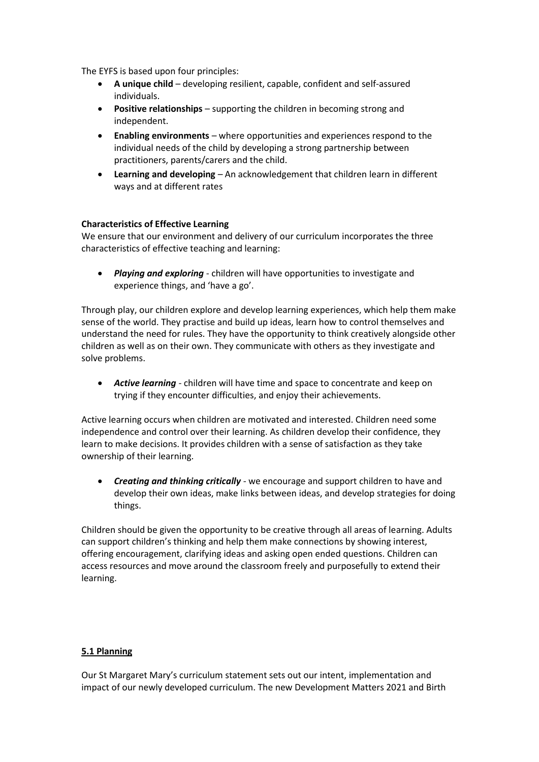The EYFS is based upon four principles:

- **A unique child** – developing resilient, capable, confident and self-assured individuals.
- **Positive relationships** – supporting the children in becoming strong and independent.
- **Enabling environments** – where opportunities and experiences respond to the individual needs of the child by developing a strong partnership between practitioners, parents/carers and the child.
- **Learning and developing** – An acknowledgement that children learn in different ways and at different rates

**Characteristics of Effective Learning**

We ensure that our environment and delivery of our curriculum incorporates the three characteristics of effective teaching and learning:

- ***Playing and exploring*** - children will have opportunities to investigate and experience things, and 'have a go'.

Through play, our children explore and develop learning experiences, which help them make sense of the world. They practise and build up ideas, learn how to control themselves and understand the need for rules. They have the opportunity to think creatively alongside other children as well as on their own. They communicate with others as they investigate and solve problems.

- ***Active learning*** - children will have time and space to concentrate and keep on trying if they encounter difficulties, and enjoy their achievements.

Active learning occurs when children are motivated and interested. Children need some independence and control over their learning. As children develop their confidence, they learn to make decisions. It provides children with a sense of satisfaction as they take ownership of their learning.

- ***Creating and thinking critically*** - we encourage and support children to have and develop their own ideas, make links between ideas, and develop strategies for doing things.

Children should be given the opportunity to be creative through all areas of learning. Adults can support children's thinking and help them make connections by showing interest, offering encouragement, clarifying ideas and asking open ended questions. Children can access resources and move around the classroom freely and purposefully to extend their learning.

## 5.1 Planning

Our St Margaret Mary's curriculum statement sets out our intent, implementation and impact of our newly developed curriculum. The new Development Matters 2021 and Birth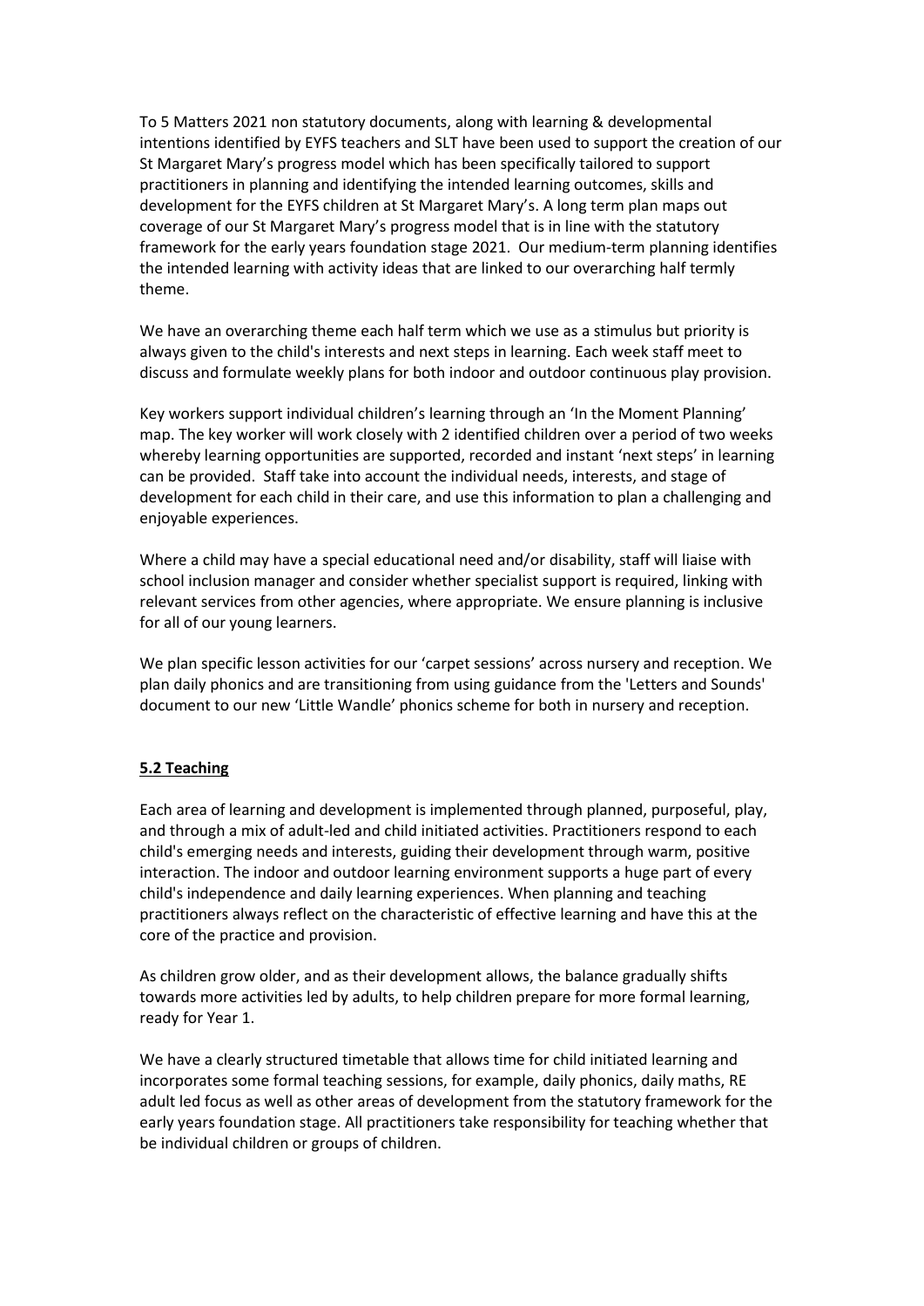To 5 Matters 2021 non statutory documents, along with learning & developmental intentions identified by EYFS teachers and SLT have been used to support the creation of our St Margaret Mary's progress model which has been specifically tailored to support practitioners in planning and identifying the intended learning outcomes, skills and development for the EYFS children at St Margaret Mary's. A long term plan maps out coverage of our St Margaret Mary's progress model that is in line with the statutory framework for the early years foundation stage 2021. Our medium-term planning identifies the intended learning with activity ideas that are linked to our overarching half termly theme.

We have an overarching theme each half term which we use as a stimulus but priority is always given to the child's interests and next steps in learning. Each week staff meet to discuss and formulate weekly plans for both indoor and outdoor continuous play provision.

Key workers support individual children's learning through an 'In the Moment Planning' map. The key worker will work closely with 2 identified children over a period of two weeks whereby learning opportunities are supported, recorded and instant 'next steps' in learning can be provided. Staff take into account the individual needs, interests, and stage of development for each child in their care, and use this information to plan a challenging and enjoyable experiences.

Where a child may have a special educational need and/or disability, staff will liaise with school inclusion manager and consider whether specialist support is required, linking with relevant services from other agencies, where appropriate. We ensure planning is inclusive for all of our young learners.

We plan specific lesson activities for our 'carpet sessions' across nursery and reception. We plan daily phonics and are transitioning from using guidance from the 'Letters and Sounds' document to our new 'Little Wandle' phonics scheme for both in nursery and reception.

## 5.2 Teaching

Each area of learning and development is implemented through planned, purposeful, play, and through a mix of adult-led and child initiated activities. Practitioners respond to each child's emerging needs and interests, guiding their development through warm, positive interaction. The indoor and outdoor learning environment supports a huge part of every child's independence and daily learning experiences. When planning and teaching practitioners always reflect on the characteristic of effective learning and have this at the core of the practice and provision.

As children grow older, and as their development allows, the balance gradually shifts towards more activities led by adults, to help children prepare for more formal learning, ready for Year 1.

We have a clearly structured timetable that allows time for child initiated learning and incorporates some formal teaching sessions, for example, daily phonics, daily maths, RE adult led focus as well as other areas of development from the statutory framework for the early years foundation stage. All practitioners take responsibility for teaching whether that be individual children or groups of children.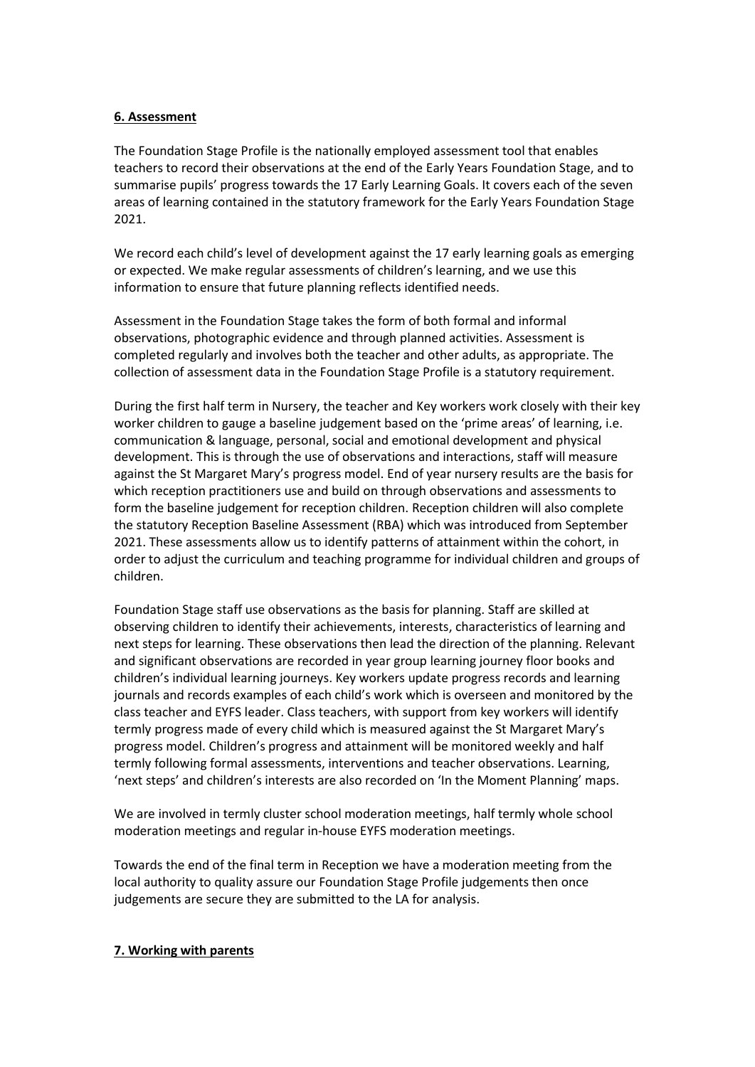## 6. Assessment

The Foundation Stage Profile is the nationally employed assessment tool that enables teachers to record their observations at the end of the Early Years Foundation Stage, and to summarise pupils' progress towards the 17 Early Learning Goals. It covers each of the seven areas of learning contained in the statutory framework for the Early Years Foundation Stage 2021.

We record each child's level of development against the 17 early learning goals as emerging or expected. We make regular assessments of children's learning, and we use this information to ensure that future planning reflects identified needs.

Assessment in the Foundation Stage takes the form of both formal and informal observations, photographic evidence and through planned activities. Assessment is completed regularly and involves both the teacher and other adults, as appropriate. The collection of assessment data in the Foundation Stage Profile is a statutory requirement.

During the first half term in Nursery, the teacher and Key workers work closely with their key worker children to gauge a baseline judgement based on the 'prime areas' of learning, i.e. communication & language, personal, social and emotional development and physical development. This is through the use of observations and interactions, staff will measure against the St Margaret Mary's progress model. End of year nursery results are the basis for which reception practitioners use and build on through observations and assessments to form the baseline judgement for reception children. Reception children will also complete the statutory Reception Baseline Assessment (RBA) which was introduced from September 2021. These assessments allow us to identify patterns of attainment within the cohort, in order to adjust the curriculum and teaching programme for individual children and groups of children.

Foundation Stage staff use observations as the basis for planning. Staff are skilled at observing children to identify their achievements, interests, characteristics of learning and next steps for learning. These observations then lead the direction of the planning. Relevant and significant observations are recorded in year group learning journey floor books and children's individual learning journeys. Key workers update progress records and learning journals and records examples of each child's work which is overseen and monitored by the class teacher and EYFS leader. Class teachers, with support from key workers will identify termly progress made of every child which is measured against the St Margaret Mary's progress model. Children's progress and attainment will be monitored weekly and half termly following formal assessments, interventions and teacher observations. Learning, 'next steps' and children's interests are also recorded on 'In the Moment Planning' maps.

We are involved in termly cluster school moderation meetings, half termly whole school moderation meetings and regular in-house EYFS moderation meetings.

Towards the end of the final term in Reception we have a moderation meeting from the local authority to quality assure our Foundation Stage Profile judgements then once judgements are secure they are submitted to the LA for analysis.

## 7. Working with parents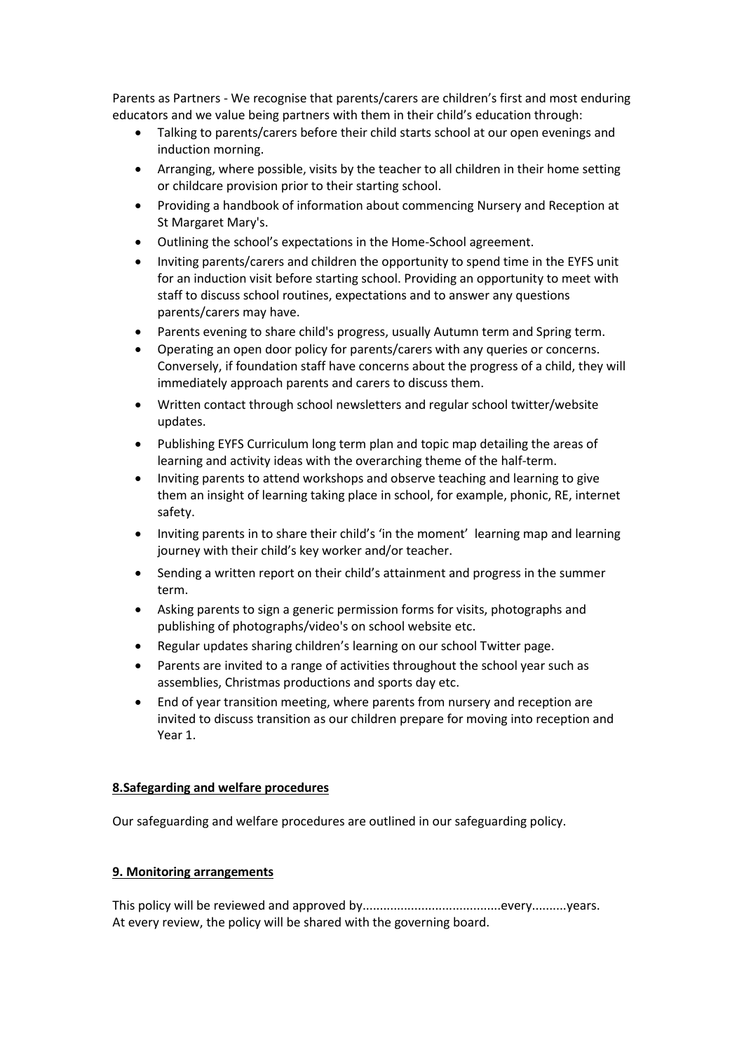Parents as Partners - We recognise that parents/carers are children's first and most enduring educators and we value being partners with them in their child's education through:

- Talking to parents/carers before their child starts school at our open evenings and induction morning.
- Arranging, where possible, visits by the teacher to all children in their home setting or childcare provision prior to their starting school.
- Providing a handbook of information about commencing Nursery and Reception at St Margaret Mary's.
- Outlining the school's expectations in the Home-School agreement.
- Inviting parents/carers and children the opportunity to spend time in the EYFS unit for an induction visit before starting school. Providing an opportunity to meet with staff to discuss school routines, expectations and to answer any questions parents/carers may have.
- Parents evening to share child's progress, usually Autumn term and Spring term.
- Operating an open door policy for parents/carers with any queries or concerns. Conversely, if foundation staff have concerns about the progress of a child, they will immediately approach parents and carers to discuss them.
- Written contact through school newsletters and regular school twitter/website updates.
- Publishing EYFS Curriculum long term plan and topic map detailing the areas of learning and activity ideas with the overarching theme of the half-term.
- Inviting parents to attend workshops and observe teaching and learning to give them an insight of learning taking place in school, for example, phonic, RE, internet safety.
- Inviting parents in to share their child's 'in the moment' learning map and learning journey with their child's key worker and/or teacher.
- Sending a written report on their child's attainment and progress in the summer term.
- Asking parents to sign a generic permission forms for visits, photographs and publishing of photographs/video's on school website etc.
- Regular updates sharing children's learning on our school Twitter page.
- Parents are invited to a range of activities throughout the school year such as assemblies, Christmas productions and sports day etc.
- End of year transition meeting, where parents from nursery and reception are invited to discuss transition as our children prepare for moving into reception and Year 1.

## 8.Safegarding and welfare procedures

Our safeguarding and welfare procedures are outlined in our safeguarding policy.

## 9. Monitoring arrangements

This policy will be reviewed and approved by........................................every..........years.
At every review, the policy will be shared with the governing board.